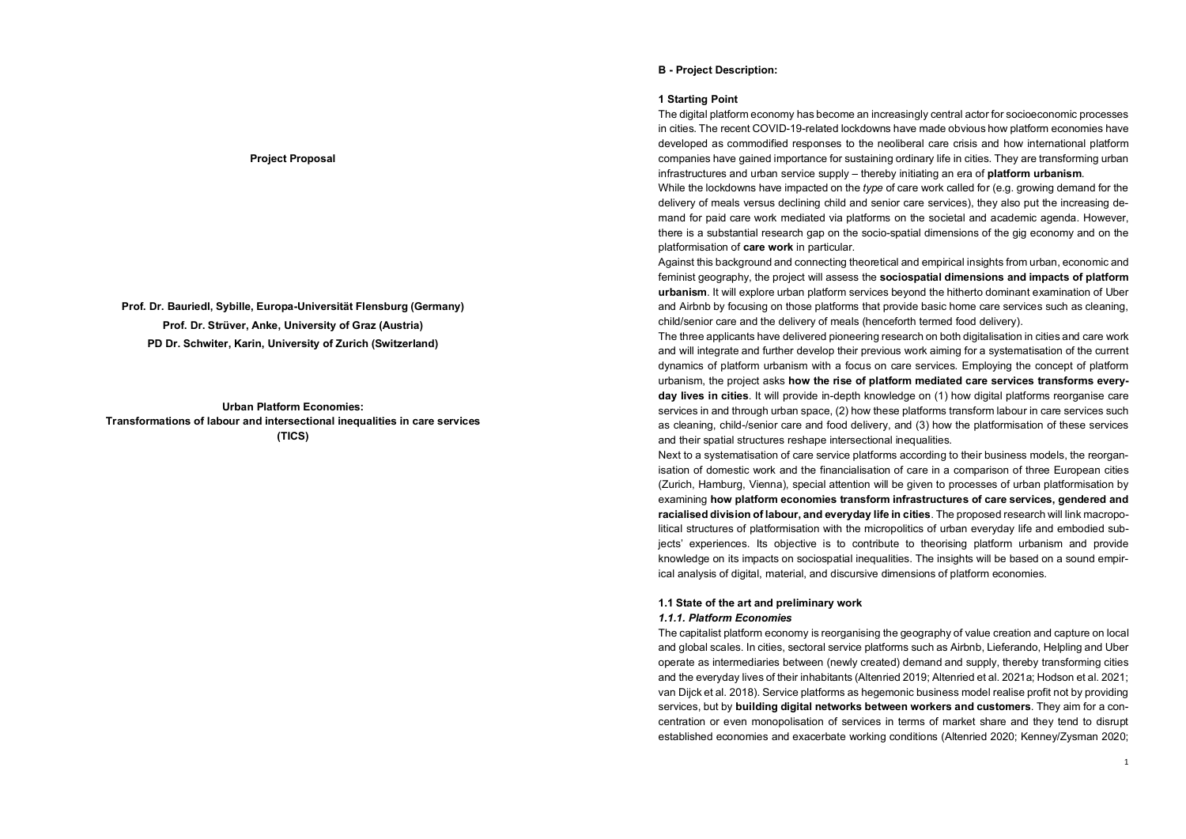**Project Proposal**

**Prof. Dr. Bauriedl, Sybille, Europa-Universität Flensburg (Germany)**

**Prof. Dr. Strüver, Anke, University of Graz (Austria)**

**PD Dr. Schwiter, Karin, University of Zurich (Switzerland)**

**Urban Platform Economies:**
**Transformations of labour and intersectional inequalities in care services**
**(TICS)**

## B - Project Description:

### 1 Starting Point

The digital platform economy has become an increasingly central actor for socioeconomic processes in cities. The recent COVID-19-related lockdowns have made obvious how platform economies have developed as commodified responses to the neoliberal care crisis and how international platform companies have gained importance for sustaining ordinary life in cities. They are transforming urban infrastructures and urban service supply – thereby initiating an era of **platform urbanism**.

While the lockdowns have impacted on the *type* of care work called for (e.g. growing demand for the delivery of meals versus declining child and senior care services), they also put the increasing demand for paid care work mediated via platforms on the societal and academic agenda. However, there is a substantial research gap on the socio-spatial dimensions of the gig economy and on the platformisation of **care work** in particular.

Against this background and connecting theoretical and empirical insights from urban, economic and feminist geography, the project will assess the **sociospatial dimensions and impacts of platform urbanism**. It will explore urban platform services beyond the hitherto dominant examination of Uber and Airbnb by focusing on those platforms that provide basic home care services such as cleaning, child/senior care and the delivery of meals (henceforth termed food delivery).

The three applicants have delivered pioneering research on both digitalisation in cities and care work and will integrate and further develop their previous work aiming for a systematisation of the current dynamics of platform urbanism with a focus on care services. Employing the concept of platform urbanism, the project asks **how the rise of platform mediated care services transforms everyday lives in cities**. It will provide in-depth knowledge on (1) how digital platforms reorganise care services in and through urban space, (2) how these platforms transform labour in care services such as cleaning, child-/senior care and food delivery, and (3) how the platformisation of these services and their spatial structures reshape intersectional inequalities.

Next to a systematisation of care service platforms according to their business models, the reorganisation of domestic work and the financialisation of care in a comparison of three European cities (Zurich, Hamburg, Vienna), special attention will be given to processes of urban platformisation by examining **how platform economies transform infrastructures of care services, gendered and racialised division of labour, and everyday life in cities**. The proposed research will link macropolitical structures of platformisation with the micropolitics of urban everyday life and embodied subjects' experiences. Its objective is to contribute to theorising platform urbanism and provide knowledge on its impacts on sociospatial inequalities. The insights will be based on a sound empirical analysis of digital, material, and discursive dimensions of platform economies.

### 1.1 State of the art and preliminary work

#### *1.1.1. Platform Economies*

The capitalist platform economy is reorganising the geography of value creation and capture on local and global scales. In cities, sectoral service platforms such as Airbnb, Lieferando, Helpling and Uber operate as intermediaries between (newly created) demand and supply, thereby transforming cities and the everyday lives of their inhabitants (Altenried 2019; Altenried et al. 2021a; Hodson et al. 2021; van Dijck et al. 2018). Service platforms as hegemonic business model realise profit not by providing services, but by **building digital networks between workers and customers**. They aim for a concentration or even monopolisation of services in terms of market share and they tend to disrupt established economies and exacerbate working conditions (Altenried 2020; Kenney/Zysman 2020;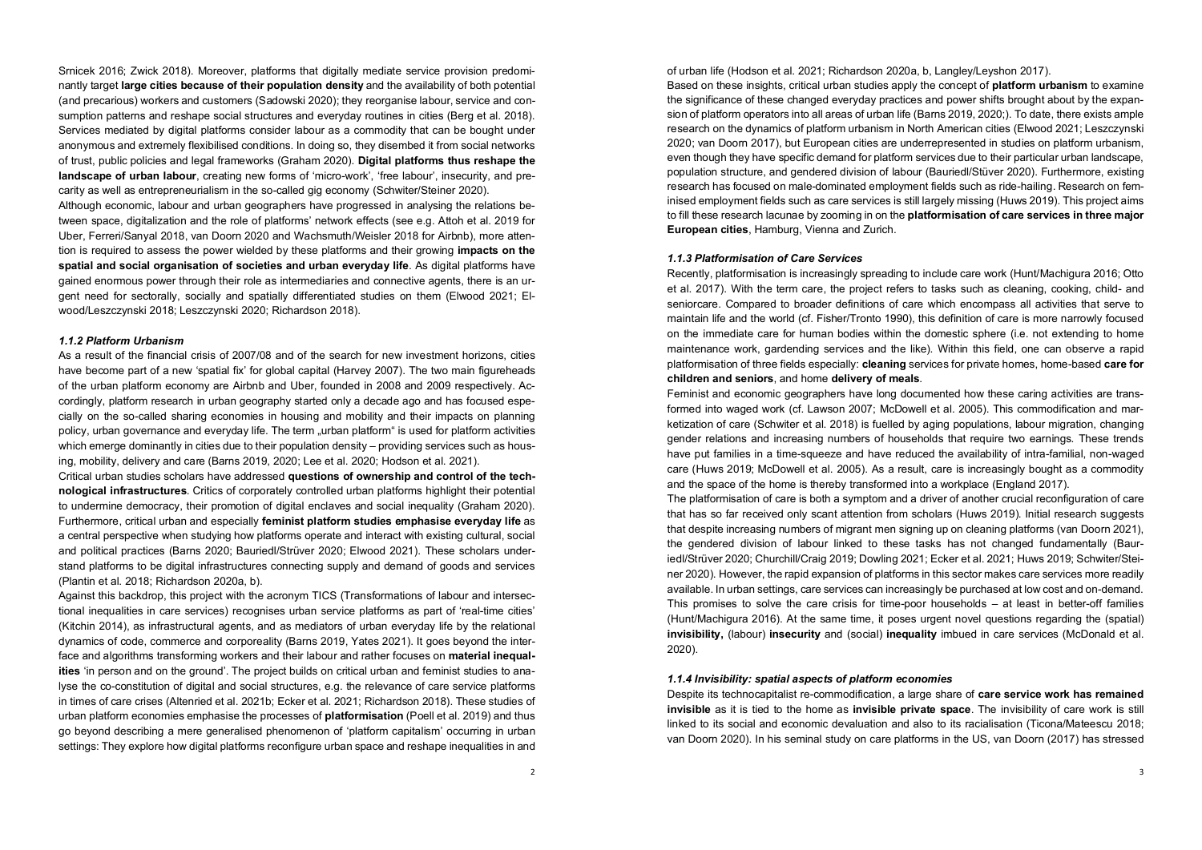Srnicek 2016; Zwick 2018). Moreover, platforms that digitally mediate service provision predominantly target **large cities because of their population density** and the availability of both potential (and precarious) workers and customers (Sadowski 2020); they reorganise labour, service and consumption patterns and reshape social structures and everyday routines in cities (Berg et al. 2018). Services mediated by digital platforms consider labour as a commodity that can be bought under anonymous and extremely flexibilised conditions. In doing so, they disembed it from social networks of trust, public policies and legal frameworks (Graham 2020). **Digital platforms thus reshape the landscape of urban labour**, creating new forms of 'micro-work', 'free labour', insecurity, and precarity as well as entrepreneurialism in the so-called gig economy (Schwiter/Steiner 2020).

Although economic, labour and urban geographers have progressed in analysing the relations between space, digitalization and the role of platforms' network effects (see e.g. Attoh et al. 2019 for Uber, Ferreri/Sanyal 2018, van Doorn 2020 and Wachsmuth/Weisler 2018 for Airbnb), more attention is required to assess the power wielded by these platforms and their growing **impacts on the spatial and social organisation of societies and urban everyday life**. As digital platforms have gained enormous power through their role as intermediaries and connective agents, there is an urgent need for sectorally, socially and spatially differentiated studies on them (Elwood 2021; Elwood/Leszczynski 2018; Leszczynski 2020; Richardson 2018).

#### *1.1.2 Platform Urbanism*

As a result of the financial crisis of 2007/08 and of the search for new investment horizons, cities have become part of a new 'spatial fix' for global capital (Harvey 2007). The two main figureheads of the urban platform economy are Airbnb and Uber, founded in 2008 and 2009 respectively. Accordingly, platform research in urban geography started only a decade ago and has focused especially on the so-called sharing economies in housing and mobility and their impacts on planning policy, urban governance and everyday life. The term „urban platform" is used for platform activities which emerge dominantly in cities due to their population density – providing services such as housing, mobility, delivery and care (Barns 2019, 2020; Lee et al. 2020; Hodson et al. 2021).

Critical urban studies scholars have addressed **questions of ownership and control of the technological infrastructures**. Critics of corporately controlled urban platforms highlight their potential to undermine democracy, their promotion of digital enclaves and social inequality (Graham 2020). Furthermore, critical urban and especially **feminist platform studies emphasise everyday life** as a central perspective when studying how platforms operate and interact with existing cultural, social and political practices (Barns 2020; Bauriedl/Strüver 2020; Elwood 2021). These scholars understand platforms to be digital infrastructures connecting supply and demand of goods and services (Plantin et al. 2018; Richardson 2020a, b).

Against this backdrop, this project with the acronym TICS (Transformations of labour and intersectional inequalities in care services) recognises urban service platforms as part of 'real-time cities' (Kitchin 2014), as infrastructural agents, and as mediators of urban everyday life by the relational dynamics of code, commerce and corporeality (Barns 2019, Yates 2021). It goes beyond the interface and algorithms transforming workers and their labour and rather focuses on **material inequalities** 'in person and on the ground'. The project builds on critical urban and feminist studies to analyse the co-constitution of digital and social structures, e.g. the relevance of care service platforms in times of care crises (Altenried et al. 2021b; Ecker et al. 2021; Richardson 2018). These studies of urban platform economies emphasise the processes of **platformisation** (Poell et al. 2019) and thus go beyond describing a mere generalised phenomenon of 'platform capitalism' occurring in urban settings: They explore how digital platforms reconfigure urban space and reshape inequalities in and of urban life (Hodson et al. 2021; Richardson 2020a, b, Langley/Leyshon 2017).

Based on these insights, critical urban studies apply the concept of **platform urbanism** to examine the significance of these changed everyday practices and power shifts brought about by the expansion of platform operators into all areas of urban life (Barns 2019, 2020;). To date, there exists ample research on the dynamics of platform urbanism in North American cities (Elwood 2021; Leszczynski 2020; van Doorn 2017), but European cities are underrepresented in studies on platform urbanism, even though they have specific demand for platform services due to their particular urban landscape, population structure, and gendered division of labour (Bauriedl/Stüver 2020). Furthermore, existing research has focused on male-dominated employment fields such as ride-hailing. Research on feminised employment fields such as care services is still largely missing (Huws 2019). This project aims to fill these research lacunae by zooming in on the **platformisation of care services in three major European cities**, Hamburg, Vienna and Zurich.

#### *1.1.3 Platformisation of Care Services*

Recently, platformisation is increasingly spreading to include care work (Hunt/Machigura 2016; Otto et al. 2017). With the term care, the project refers to tasks such as cleaning, cooking, child- and seniorcare. Compared to broader definitions of care which encompass all activities that serve to maintain life and the world (cf. Fisher/Tronto 1990), this definition of care is more narrowly focused on the immediate care for human bodies within the domestic sphere (i.e. not extending to home maintenance work, gardending services and the like). Within this field, one can observe a rapid platformisation of three fields especially: **cleaning** services for private homes, home-based **care for children and seniors**, and home **delivery of meals**.

Feminist and economic geographers have long documented how these caring activities are transformed into waged work (cf. Lawson 2007; McDowell et al. 2005). This commodification and marketization of care (Schwiter et al. 2018) is fuelled by aging populations, labour migration, changing gender relations and increasing numbers of households that require two earnings. These trends have put families in a time-squeeze and have reduced the availability of intra-familial, non-waged care (Huws 2019; McDowell et al. 2005). As a result, care is increasingly bought as a commodity and the space of the home is thereby transformed into a workplace (England 2017).

The platformisation of care is both a symptom and a driver of another crucial reconfiguration of care that has so far received only scant attention from scholars (Huws 2019). Initial research suggests that despite increasing numbers of migrant men signing up on cleaning platforms (van Doorn 2021), the gendered division of labour linked to these tasks has not changed fundamentally (Bauriedl/Strüver 2020; Churchill/Craig 2019; Dowling 2021; Ecker et al. 2021; Huws 2019; Schwiter/Steiner 2020). However, the rapid expansion of platforms in this sector makes care services more readily available. In urban settings, care services can increasingly be purchased at low cost and on-demand. This promises to solve the care crisis for time-poor households – at least in better-off families (Hunt/Machigura 2016). At the same time, it poses urgent novel questions regarding the (spatial) **invisibility,** (labour) **insecurity** and (social) **inequality** imbued in care services (McDonald et al. 2020).

#### *1.1.4 Invisibility: spatial aspects of platform economies*

Despite its technocapitalist re-commodification, a large share of **care service work has remained invisible** as it is tied to the home as **invisible private space**. The invisibility of care work is still linked to its social and economic devaluation and also to its racialisation (Ticona/Mateescu 2018; van Doorn 2020). In his seminal study on care platforms in the US, van Doorn (2017) has stressed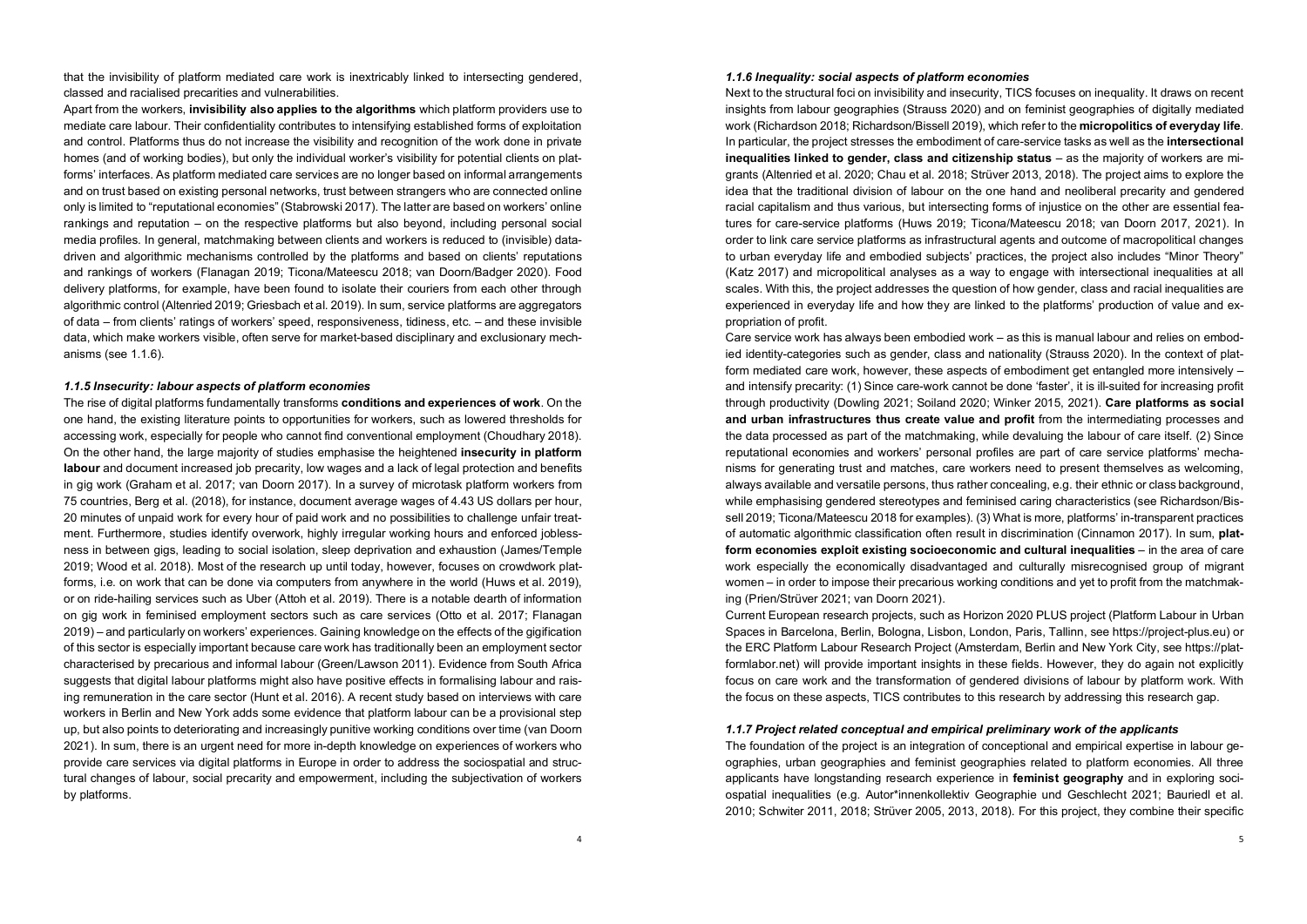that the invisibility of platform mediated care work is inextricably linked to intersecting gendered, classed and racialised precarities and vulnerabilities.

Apart from the workers, **invisibility also applies to the algorithms** which platform providers use to mediate care labour. Their confidentiality contributes to intensifying established forms of exploitation and control. Platforms thus do not increase the visibility and recognition of the work done in private homes (and of working bodies), but only the individual worker's visibility for potential clients on platforms' interfaces. As platform mediated care services are no longer based on informal arrangements and on trust based on existing personal networks, trust between strangers who are connected online only is limited to "reputational economies" (Stabrowski 2017). The latter are based on workers' online rankings and reputation – on the respective platforms but also beyond, including personal social media profiles. In general, matchmaking between clients and workers is reduced to (invisible) data-driven and algorithmic mechanisms controlled by the platforms and based on clients' reputations and rankings of workers (Flanagan 2019; Ticona/Mateescu 2018; van Doorn/Badger 2020). Food delivery platforms, for example, have been found to isolate their couriers from each other through algorithmic control (Altenried 2019; Griesbach et al. 2019). In sum, service platforms are aggregators of data – from clients' ratings of workers' speed, responsiveness, tidiness, etc. – and these invisible data, which make workers visible, often serve for market-based disciplinary and exclusionary mechanisms (see 1.1.6).

### *1.1.5 Insecurity: labour aspects of platform economies*

The rise of digital platforms fundamentally transforms **conditions and experiences of work**. On the one hand, the existing literature points to opportunities for workers, such as lowered thresholds for accessing work, especially for people who cannot find conventional employment (Choudhary 2018). On the other hand, the large majority of studies emphasise the heightened **insecurity in platform labour** and document increased job precarity, low wages and a lack of legal protection and benefits in gig work (Graham et al. 2017; van Doorn 2017). In a survey of microtask platform workers from 75 countries, Berg et al. (2018), for instance, document average wages of 4.43 US dollars per hour, 20 minutes of unpaid work for every hour of paid work and no possibilities to challenge unfair treatment. Furthermore, studies identify overwork, highly irregular working hours and enforced joblessness in between gigs, leading to social isolation, sleep deprivation and exhaustion (James/Temple 2019; Wood et al. 2018). Most of the research up until today, however, focuses on crowdwork platforms, i.e. on work that can be done via computers from anywhere in the world (Huws et al. 2019), or on ride-hailing services such as Uber (Attoh et al. 2019). There is a notable dearth of information on gig work in feminised employment sectors such as care services (Otto et al. 2017; Flanagan 2019) – and particularly on workers' experiences. Gaining knowledge on the effects of the gigification of this sector is especially important because care work has traditionally been an employment sector characterised by precarious and informal labour (Green/Lawson 2011). Evidence from South Africa suggests that digital labour platforms might also have positive effects in formalising labour and raising remuneration in the care sector (Hunt et al. 2016). A recent study based on interviews with care workers in Berlin and New York adds some evidence that platform labour can be a provisional step up, but also points to deteriorating and increasingly punitive working conditions over time (van Doorn 2021). In sum, there is an urgent need for more in-depth knowledge on experiences of workers who provide care services via digital platforms in Europe in order to address the sociospatial and structural changes of labour, social precarity and empowerment, including the subjectivation of workers by platforms.

### *1.1.6 Inequality: social aspects of platform economies*

Next to the structural foci on invisibility and insecurity, TICS focuses on inequality. It draws on recent insights from labour geographies (Strauss 2020) and on feminist geographies of digitally mediated work (Richardson 2018; Richardson/Bissell 2019), which refer to the **micropolitics of everyday life**. In particular, the project stresses the embodiment of care-service tasks as well as the **intersectional inequalities linked to gender, class and citizenship status** – as the majority of workers are migrants (Altenried et al. 2020; Chau et al. 2018; Strüver 2013, 2018). The project aims to explore the idea that the traditional division of labour on the one hand and neoliberal precarity and gendered racial capitalism and thus various, but intersecting forms of injustice on the other are essential features for care-service platforms (Huws 2019; Ticona/Mateescu 2018; van Doorn 2017, 2021). In order to link care service platforms as infrastructural agents and outcome of macropolitical changes to urban everyday life and embodied subjects' practices, the project also includes "Minor Theory" (Katz 2017) and micropolitical analyses as a way to engage with intersectional inequalities at all scales. With this, the project addresses the question of how gender, class and racial inequalities are experienced in everyday life and how they are linked to the platforms' production of value and expropriation of profit.

Care service work has always been embodied work – as this is manual labour and relies on embodied identity-categories such as gender, class and nationality (Strauss 2020). In the context of platform mediated care work, however, these aspects of embodiment get entangled more intensively – and intensify precarity: (1) Since care-work cannot be done 'faster', it is ill-suited for increasing profit through productivity (Dowling 2021; Soiland 2020; Winker 2015, 2021). **Care platforms as social and urban infrastructures thus create value and profit** from the intermediating processes and the data processed as part of the matchmaking, while devaluing the labour of care itself. (2) Since reputational economies and workers' personal profiles are part of care service platforms' mechanisms for generating trust and matches, care workers need to present themselves as welcoming, always available and versatile persons, thus rather concealing, e.g. their ethnic or class background, while emphasising gendered stereotypes and feminised caring characteristics (see Richardson/Bissell 2019; Ticona/Mateescu 2018 for examples). (3) What is more, platforms' in-transparent practices of automatic algorithmic classification often result in discrimination (Cinnamon 2017). In sum, **platform economies exploit existing socioeconomic and cultural inequalities** – in the area of care work especially the economically disadvantaged and culturally misrecognised group of migrant women – in order to impose their precarious working conditions and yet to profit from the matchmaking (Prien/Strüver 2021; van Doorn 2021).

Current European research projects, such as Horizon 2020 PLUS project (Platform Labour in Urban Spaces in Barcelona, Berlin, Bologna, Lisbon, London, Paris, Tallinn, see https://project-plus.eu) or the ERC Platform Labour Research Project (Amsterdam, Berlin and New York City, see https://platformlabor.net) will provide important insights in these fields. However, they do again not explicitly focus on care work and the transformation of gendered divisions of labour by platform work. With the focus on these aspects, TICS contributes to this research by addressing this research gap.

### *1.1.7 Project related conceptual and empirical preliminary work of the applicants*

The foundation of the project is an integration of conceptual and empirical expertise in labour geographies, urban geographies and feminist geographies related to platform economies. All three applicants have longstanding research experience in **feminist geography** and in exploring sociospatial inequalities (e.g. Autor*innenkollektiv Geographie und Geschlecht 2021; Bauriedl et al. 2010; Schwiter 2011, 2018; Strüver 2005, 2013, 2018). For this project, they combine their specific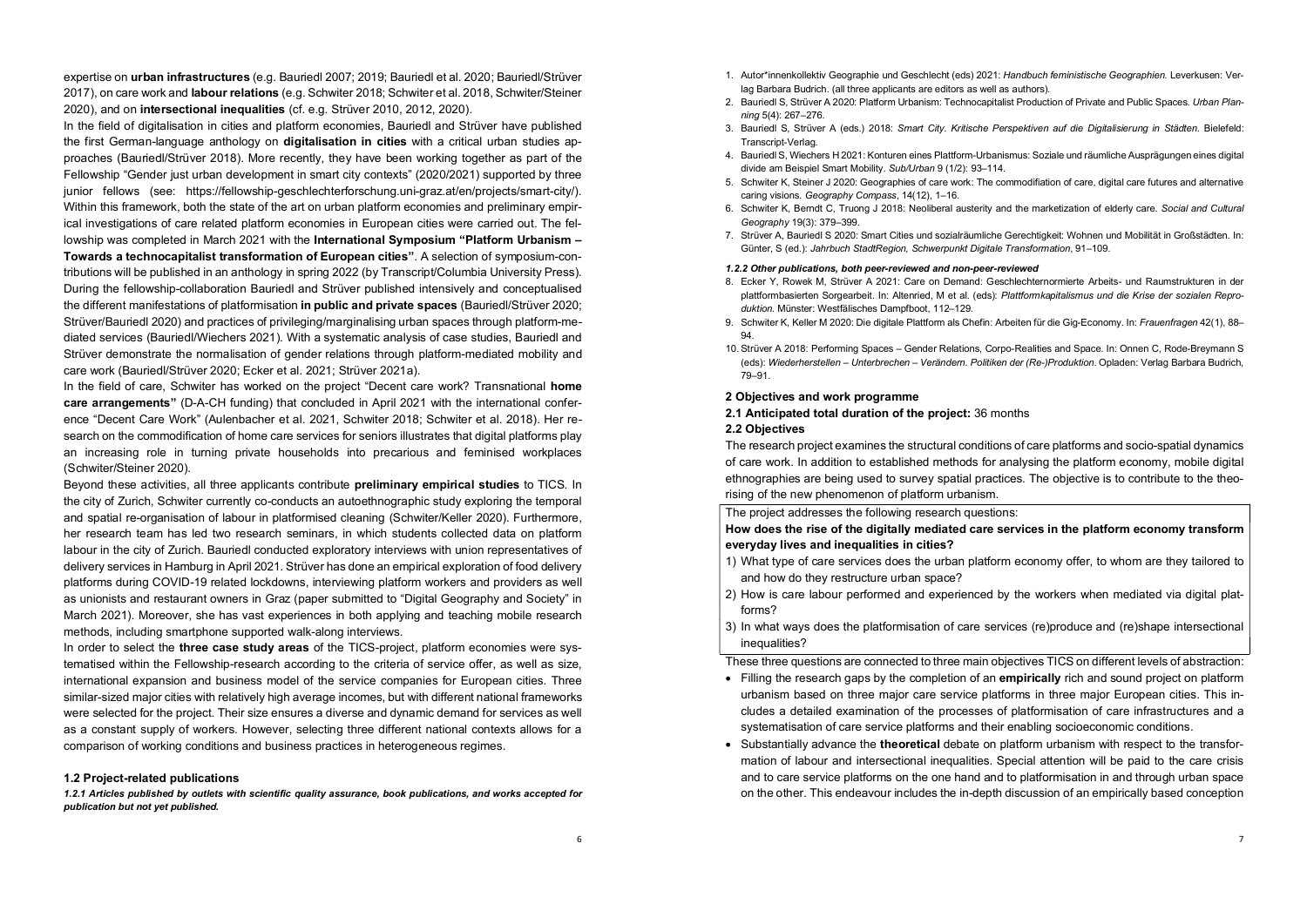expertise on **urban infrastructures** (e.g. Bauriedl 2007; 2019; Bauriedl et al. 2020; Bauriedl/Strüver 2017), on care work and **labour relations** (e.g. Schwiter 2018; Schwiter et al. 2018, Schwiter/Steiner 2020), and on **intersectional inequalities** (cf. e.g. Strüver 2010, 2012, 2020).

In the field of digitalisation in cities and platform economies, Bauriedl and Strüver have published the first German-language anthology on **digitalisation in cities** with a critical urban studies approaches (Bauriedl/Strüver 2018). More recently, they have been working together as part of the Fellowship "Gender just urban development in smart city contexts" (2020/2021) supported by three junior fellows (see: https://fellowship-geschlechterforschung.uni-graz.at/en/projects/smart-city/). Within this framework, both the state of the art on urban platform economies and preliminary empirical investigations of care related platform economies in European cities were carried out. The fellowship was completed in March 2021 with the **International Symposium "Platform Urbanism – Towards a technocapitalist transformation of European cities"**. A selection of symposium-contributions will be published in an anthology in spring 2022 (by Transcript/Columbia University Press). During the fellowship-collaboration Bauriedl and Strüver published intensively and conceptualised the different manifestations of platformisation **in public and private spaces** (Bauriedl/Strüver 2020; Strüver/Bauriedl 2020) and practices of privileging/marginalising urban spaces through platform-mediated services (Bauriedl/Wiechers 2021). With a systematic analysis of case studies, Bauriedl and Strüver demonstrate the normalisation of gender relations through platform-mediated mobility and care work (Bauriedl/Strüver 2020; Ecker et al. 2021; Strüver 2021a).

In the field of care, Schwiter has worked on the project "Decent care work? Transnational **home care arrangements"** (D-A-CH funding) that concluded in April 2021 with the international conference "Decent Care Work" (Aulenbacher et al. 2021, Schwiter 2018; Schwiter et al. 2018). Her research on the commodification of home care services for seniors illustrates that digital platforms play an increasing role in turning private households into precarious and feminised workplaces (Schwiter/Steiner 2020).

Beyond these activities, all three applicants contribute **preliminary empirical studies** to TICS. In the city of Zurich, Schwiter currently co-conducts an autoethnographic study exploring the temporal and spatial re-organisation of labour in platformised cleaning (Schwiter/Keller 2020). Furthermore, her research team has led two research seminars, in which students collected data on platform labour in the city of Zurich. Bauriedl conducted exploratory interviews with union representatives of delivery services in Hamburg in April 2021. Strüver has done an empirical exploration of food delivery platforms during COVID-19 related lockdowns, interviewing platform workers and providers as well as unionists and restaurant owners in Graz (paper submitted to "Digital Geography and Society" in March 2021). Moreover, she has vast experiences in both applying and teaching mobile research methods, including smartphone supported walk-along interviews.

In order to select the **three case study areas** of the TICS-project, platform economies were systematised within the Fellowship-research according to the criteria of service offer, as well as size, international expansion and business model of the service companies for European cities. Three similar-sized major cities with relatively high average incomes, but with different national frameworks were selected for the project. Their size ensures a diverse and dynamic demand for services as well as a constant supply of workers. However, selecting three different national contexts allows for a comparison of working conditions and business practices in heterogeneous regimes.

### 1.2 Project-related publications

#### *1.2.1 Articles published by outlets with scientific quality assurance, book publications, and works accepted for publication but not yet published.*

1. Autor*innenkollektiv Geographie und Geschlecht (eds) 2021: *Handbuch feministische Geographien.* Leverkusen: Verlag Barbara Budrich. (all three applicants are editors as well as authors).
2. Bauriedl S, Strüver A 2020: Platform Urbanism: Technocapitalist Production of Private and Public Spaces. *Urban Planning* 5(4): 267–276.
3. Bauriedl S, Strüver A (eds.) 2018: *Smart City. Kritische Perspektiven auf die Digitalisierung in Städten*. Bielefeld: Transcript-Verlag.
4. Bauriedl S, Wiechers H 2021: Konturen eines Plattform-Urbanismus: Soziale und räumliche Ausprägungen eines digital divide am Beispiel Smart Mobility. *Sub/Urban* 9 (1/2): 93–114.
5. Schwiter K, Steiner J 2020: Geographies of care work: The commodifiation of care, digital care futures and alternative caring visions. *Geography Compass*, 14(12), 1–16.
6. Schwiter K, Berndt C, Truong J 2018: Neoliberal austerity and the marketization of elderly care. *Social and Cultural Geography* 19(3): 379–399.
7. Strüver A, Bauriedl S 2020: Smart Cities und sozialräumliche Gerechtigkeit: Wohnen und Mobilität in Großstädten. In: Günter, S (ed.): *Jahrbuch StadtRegion, Schwerpunkt Digitale Transformation*, 91–109.

#### *1.2.2 Other publications, both peer-reviewed and non-peer-reviewed*

8. Ecker Y, Rowek M, Strüver A 2021: Care on Demand: Geschlechternormierte Arbeits- und Raumstrukturen in der plattformbasierten Sorgearbeit. In: Altenried, M et al. (eds): *Plattformkapitalismus und die Krise der sozialen Reproduktion.* Münster: Westfälisches Dampfboot, 112–129.
9. Schwiter K, Keller M 2020: Die digitale Plattform als Chefin: Arbeiten für die Gig-Economy. In: *Frauenfragen* 42(1), 88–94.
10. Strüver A 2018: Performing Spaces – Gender Relations, Corpo-Realities and Space. In: Onnen C, Rode-Breymann S (eds): *Wiederherstellen – Unterbrechen – Verändern. Politiken der (Re-)Produktion*. Opladen: Verlag Barbara Budrich, 79–91.

## 2 Objectives and work programme

### 2.1 Anticipated total duration of the project: 36 months

### 2.2 Objectives

The research project examines the structural conditions of care platforms and socio-spatial dynamics of care work. In addition to established methods for analysing the platform economy, mobile digital ethnographies are being used to survey spatial practices. The objective is to contribute to the theorising of the new phenomenon of platform urbanism.

The project addresses the following research questions:

**How does the rise of the digitally mediated care services in the platform economy transform everyday lives and inequalities in cities?**

1) What type of care services does the urban platform economy offer, to whom are they tailored to and how do they restructure urban space?
2) How is care labour performed and experienced by the workers when mediated via digital platforms?
3) In what ways does the platformisation of care services (re)produce and (re)shape intersectional inequalities?

These three questions are connected to three main objectives TICS on different levels of abstraction:

- Filling the research gaps by the completion of an **empirically** rich and sound project on platform urbanism based on three major care service platforms in three major European cities. This includes a detailed examination of the processes of platformisation of care infrastructures and a systematisation of care service platforms and their enabling socioeconomic conditions.
- Substantially advance the **theoretical** debate on platform urbanism with respect to the transformation of labour and intersectional inequalities. Special attention will be paid to the care crisis and to care service platforms on the one hand and to platformisation in and through urban space on the other. This endeavour includes the in-depth discussion of an empirically based conception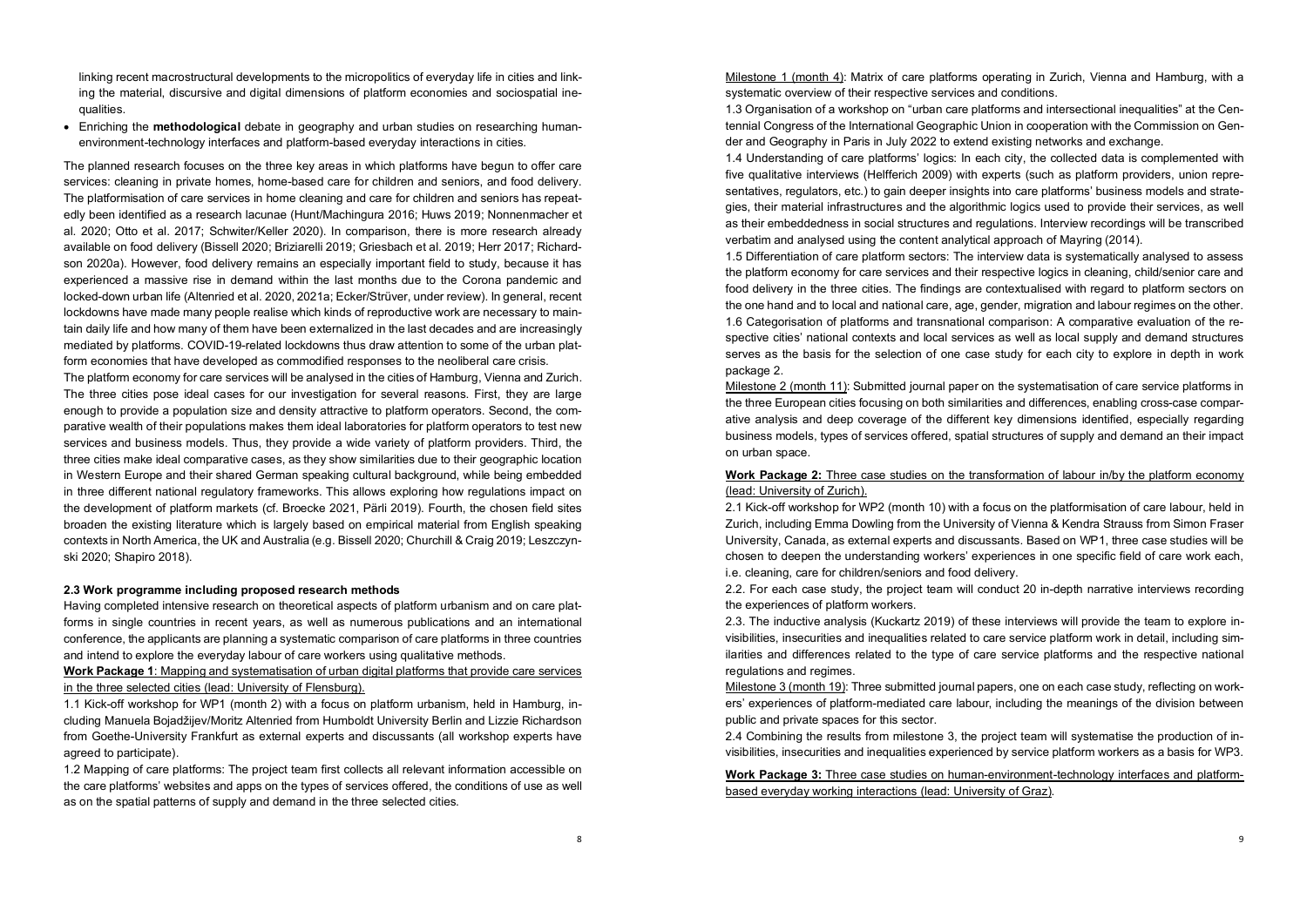linking recent macrostructural developments to the micropolitics of everyday life in cities and linking the material, discursive and digital dimensions of platform economies and sociospatial inequalities.

- Enriching the **methodological** debate in geography and urban studies on researching human-environment-technology interfaces and platform-based everyday interactions in cities.

The planned research focuses on the three key areas in which platforms have begun to offer care services: cleaning in private homes, home-based care for children and seniors, and food delivery. The platformisation of care services in home cleaning and care for children and seniors has repeatedly been identified as a research lacunae (Hunt/Machingura 2016; Huws 2019; Nonnenmacher et al. 2020; Otto et al. 2017; Schwiter/Keller 2020). In comparison, there is more research already available on food delivery (Bissell 2020; Briziarelli 2019; Griesbach et al. 2019; Herr 2017; Richardson 2020a). However, food delivery remains an especially important field to study, because it has experienced a massive rise in demand within the last months due to the Corona pandemic and locked-down urban life (Altenried et al. 2020, 2021a; Ecker/Strüver, under review). In general, recent lockdowns have made many people realise which kinds of reproductive work are necessary to maintain daily life and how many of them have been externalized in the last decades and are increasingly mediated by platforms. COVID-19-related lockdowns thus draw attention to some of the urban platform economies that have developed as commodified responses to the neoliberal care crisis.

The platform economy for care services will be analysed in the cities of Hamburg, Vienna and Zurich. The three cities pose ideal cases for our investigation for several reasons. First, they are large enough to provide a population size and density attractive to platform operators. Second, the comparative wealth of their populations makes them ideal laboratories for platform operators to test new services and business models. Thus, they provide a wide variety of platform providers. Third, the three cities make ideal comparative cases, as they show similarities due to their geographic location in Western Europe and their shared German speaking cultural background, while being embedded in three different national regulatory frameworks. This allows exploring how regulations impact on the development of platform markets (cf. Broecke 2021, Pärli 2019). Fourth, the chosen field sites broaden the existing literature which is largely based on empirical material from English speaking contexts in North America, the UK and Australia (e.g. Bissell 2020; Churchill & Craig 2019; Leszczynski 2020; Shapiro 2018).

### 2.3 Work programme including proposed research methods

Having completed intensive research on theoretical aspects of platform urbanism and on care platforms in single countries in recent years, as well as numerous publications and an international conference, the applicants are planning a systematic comparison of care platforms in three countries and intend to explore the everyday labour of care workers using qualitative methods.

**Work Package 1**: Mapping and systematisation of urban digital platforms that provide care services in the three selected cities (lead: University of Flensburg).

1.1 Kick-off workshop for WP1 (month 2) with a focus on platform urbanism, held in Hamburg, including Manuela Bojadžijev/Moritz Altenried from Humboldt University Berlin and Lizzie Richardson from Goethe-University Frankfurt as external experts and discussants (all workshop experts have agreed to participate).

1.2 Mapping of care platforms: The project team first collects all relevant information accessible on the care platforms' websites and apps on the types of services offered, the conditions of use as well as on the spatial patterns of supply and demand in the three selected cities.

Milestone 1 (month 4): Matrix of care platforms operating in Zurich, Vienna and Hamburg, with a systematic overview of their respective services and conditions.

1.3 Organisation of a workshop on "urban care platforms and intersectional inequalities" at the Centennial Congress of the International Geographic Union in cooperation with the Commission on Gender and Geography in Paris in July 2022 to extend existing networks and exchange.

1.4 Understanding of care platforms' logics: In each city, the collected data is complemented with five qualitative interviews (Helfferich 2009) with experts (such as platform providers, union representatives, regulators, etc.) to gain deeper insights into care platforms' business models and strategies, their material infrastructures and the algorithmic logics used to provide their services, as well as their embeddedness in social structures and regulations. Interview recordings will be transcribed verbatim and analysed using the content analytical approach of Mayring (2014).

1.5 Differentiation of care platform sectors: The interview data is systematically analysed to assess the platform economy for care services and their respective logics in cleaning, child/senior care and food delivery in the three cities. The findings are contextualised with regard to platform sectors on the one hand and to local and national care, age, gender, migration and labour regimes on the other.

1.6 Categorisation of platforms and transnational comparison: A comparative evaluation of the respective cities' national contexts and local services as well as local supply and demand structures serves as the basis for the selection of one case study for each city to explore in depth in work package 2.

Milestone 2 (month 11): Submitted journal paper on the systematisation of care service platforms in the three European cities focusing on both similarities and differences, enabling cross-case comparative analysis and deep coverage of the different key dimensions identified, especially regarding business models, types of services offered, spatial structures of supply and demand an their impact on urban space.

**Work Package 2:** Three case studies on the transformation of labour in/by the platform economy (lead: University of Zurich).

2.1 Kick-off workshop for WP2 (month 10) with a focus on the platformisation of care labour, held in Zurich, including Emma Dowling from the University of Vienna & Kendra Strauss from Simon Fraser University, Canada, as external experts and discussants. Based on WP1, three case studies will be chosen to deepen the understanding workers' experiences in one specific field of care work each, i.e. cleaning, care for children/seniors and food delivery.

2.2. For each case study, the project team will conduct 20 in-depth narrative interviews recording the experiences of platform workers.

2.3. The inductive analysis (Kuckartz 2019) of these interviews will provide the team to explore invisibilities, insecurities and inequalities related to care service platform work in detail, including similarities and differences related to the type of care service platforms and the respective national regulations and regimes.

Milestone 3 (month 19): Three submitted journal papers, one on each case study, reflecting on workers' experiences of platform-mediated care labour, including the meanings of the division between public and private spaces for this sector.

2.4 Combining the results from milestone 3, the project team will systematise the production of invisibilities, insecurities and inequalities experienced by service platform workers as a basis for WP3.

**Work Package 3:** Three case studies on human-environment-technology interfaces and platform-based everyday working interactions (lead: University of Graz).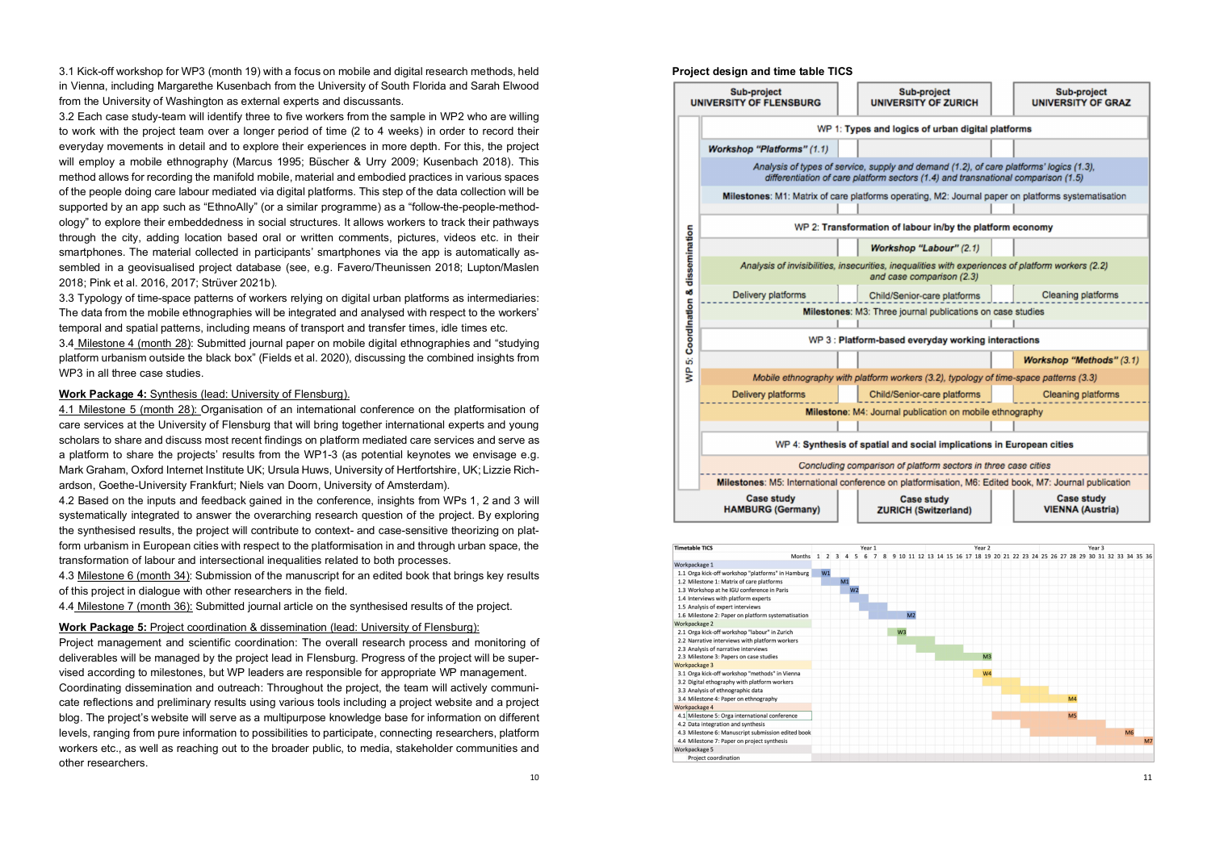3.1 Kick-off workshop for WP3 (month 19) with a focus on mobile and digital research methods, held in Vienna, including Margarethe Kusenbach from the University of South Florida and Sarah Elwood from the University of Washington as external experts and discussants.

3.2 Each case study-team will identify three to five workers from the sample in WP2 who are willing to work with the project team over a longer period of time (2 to 4 weeks) in order to record their everyday movements in detail and to explore their experiences in more depth. For this, the project will employ a mobile ethnography (Marcus 1995; Büscher & Urry 2009; Kusenbach 2018). This method allows for recording the manifold mobile, material and embodied practices in various spaces of the people doing care labour mediated via digital platforms. This step of the data collection will be supported by an app such as "EthnoAlly" (or a similar programme) as a "follow-the-people-methodology" to explore their embeddedness in social structures. It allows workers to track their pathways through the city, adding location based oral or written comments, pictures, videos etc. in their smartphones. The material collected in participants' smartphones via the app is automatically assembled in a geovisualised project database (see, e.g. Favero/Theunissen 2018; Lupton/Maslen 2018; Pink et al. 2016, 2017; Strüver 2021b).

3.3 Typology of time-space patterns of workers relying on digital urban platforms as intermediaries: The data from the mobile ethnographies will be integrated and analysed with respect to the workers' temporal and spatial patterns, including means of transport and transfer times, idle times etc.

3.4 Milestone 4 (month 28): Submitted journal paper on mobile digital ethnographies and "studying platform urbanism outside the black box" (Fields et al. 2020), discussing the combined insights from WP3 in all three case studies.

**Work Package 4:** Synthesis (lead: University of Flensburg).

4.1 Milestone 5 (month 28): Organisation of an international conference on the platformisation of care services at the University of Flensburg that will bring together international experts and young scholars to share and discuss most recent findings on platform mediated care services and serve as a platform to share the projects' results from the WP1-3 (as potential keynotes we envisage e.g. Mark Graham, Oxford Internet Institute UK; Ursula Huws, University of Hertfordshire, UK; Lizzie Richardson, Goethe-University Frankfurt; Niels van Doorn, University of Amsterdam).

4.2 Based on the inputs and feedback gained in the conference, insights from WPs 1, 2 and 3 will systematically integrated to answer the overarching research question of the project. By exploring the synthesised results, the project will contribute to context- and case-sensitive theorizing on platform urbanism in European cities with respect to the platformisation in and through urban space, the transformation of labour and intersectional inequalities related to both processes.

4.3 Milestone 6 (month 34): Submission of the manuscript for an edited book that brings key results of this project in dialogue with other researchers in the field.

4.4 Milestone 7 (month 36): Submitted journal article on the synthesised results of the project.

**Work Package 5:** Project coordination & dissemination (lead: University of Flensburg):

Project management and scientific coordination: The overall research process and monitoring of deliverables will be managed by the project lead in Flensburg. Progress of the project will be supervised according to milestones, but WP leaders are responsible for appropriate WP management.

Coordinating dissemination and outreach: Throughout the project, the team will actively communicate reflections and preliminary results using various tools including a project website and a project blog. The project's website will serve as a multipurpose knowledge base for information on different levels, ranging from pure information to possibilities to participate, connecting researchers, platform workers etc., as well as reaching out to the broader public, to media, stakeholder communities and other researchers.

**Project design and time table TICS**

| Sub-project UNIVERSITY OF FLENSBURG | Sub-project UNIVERSITY OF ZURICH | Sub-project UNIVERSITY OF GRAZ |
|---|---|---|
| **WP 1: Types and logics of urban digital platforms** | | |
| *Workshop "Platforms" (1.1)* | | |
| *Analysis of types of service, supply and demand (1.2), of care platforms' logics (1.3), differentiation of care platform sectors (1.4) and transnational comparison (1.5)* | | |
| **Milestones**: M1: Matrix of care platforms operating, M2: Journal paper on platforms systematisation | | |
| **WP 2: Transformation of labour in/by the platform economy** | | |
| | *Workshop "Labour" (2.1)* | |
| *Analysis of invisibilities, insecurities, inequalities with experiences of platform workers (2.2) and case comparison (2.3)* | | |
| Delivery platforms | Child/Senior-care platforms | Cleaning platforms |
| **Milestones**: M3: Three journal publications on case studies | | |
| **WP 3: Platform-based everyday working interactions** | | |
| | | *Workshop "Methods" (3.1)* |
| *Mobile ethnography with platform workers (3.2), typology of time-space patterns (3.3)* | | |
| Delivery platforms | Child/Senior-care platforms | Cleaning platforms |
| **Milestone**: M4: Journal publication on mobile ethnography | | |
| **WP 4: Synthesis of spatial and social implications in European cities** | | |
| *Concluding comparison of platform sectors in three case cities* | | |
| **Milestones**: M5: International conference on platformisation, M6: Edited book, M7: Journal publication | | |
| Case study HAMBURG (Germany) | Case study ZURICH (Switzerland) | Case study VIENNA (Austria) |

WP 5: Coordination & dissemination (spanning all work packages)

**Timetable TICS** (Year 1: months 1–12; Year 2: months 13–24; Year 3: months 25–36)

| Task | Marker (month) |
|---|---|
| **Workpackage 1** | |
| 1.1 Orga kick-off workshop "platforms" in Hamburg | W1 (2) |
| 1.2 Milestone 1: Matrix of care platforms | M1 (4) |
| 1.3 Workshop at he IGU conference in Paris | W2 (5) |
| 1.4 Interviews with platform experts | |
| 1.5 Analysis of expert interviews | |
| 1.6 Milestone 2: Paper on platform systematisation | M2 (11) |
| **Workpackage 2** | |
| 2.1 Orga kick-off workshop "labour" in Zurich | W3 (10) |
| 2.2 Narrative interviews with platform workers | |
| 2.3 Analysis of narrative interviews | |
| 2.3 Milestone 3: Papers on case studies | M3 (19) |
| **Workpackage 3** | |
| 3.1 Orga kick-off workshop "methods" in Vienna | W4 (19) |
| 3.2 Digital ethography with platform workers | |
| 3.3 Analysis of ethnographic data | |
| 3.4 Milestone 4: Paper on ethnography | M4 (28) |
| **Workpackage 4** | |
| 4.1 Milestone 5: Orga international conference | M5 (28) |
| 4.2 Data integration and synthesis | |
| 4.3 Milestone 6: Manuscript submission edited book | M6 (34) |
| 4.4 Milestone 7: Paper on project synthesis | M7 (36) |
| **Workpackage 5** | |
| Project coordination | |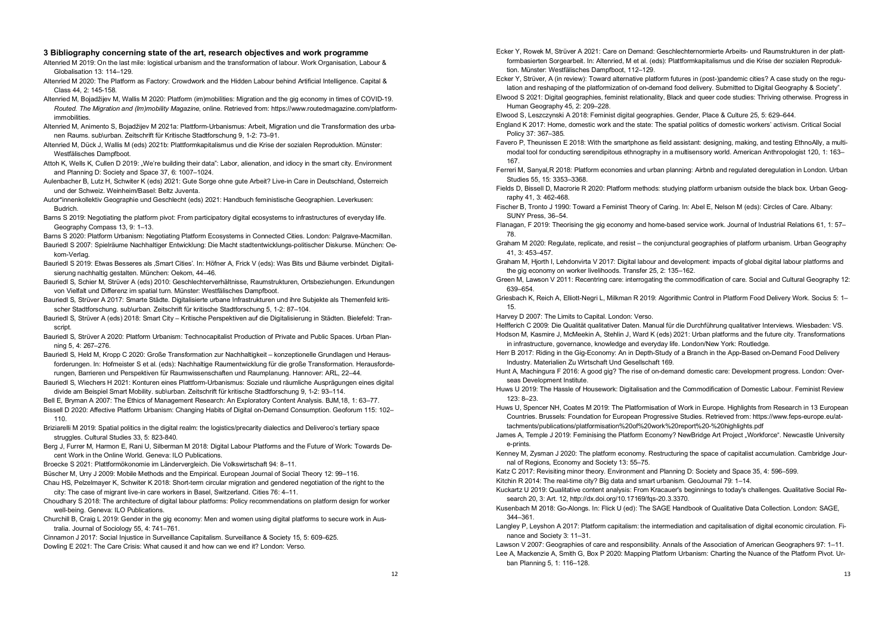## 3 Bibliography concerning state of the art, research objectives and work programme

Altenried M 2019: On the last mile: logistical urbanism and the transformation of labour. Work Organisation, Labour & Globalisation 13: 114–129.

Altenried M 2020: The Platform as Factory: Crowdwork and the Hidden Labour behind Artificial Intelligence. Capital & Class 44, 2: 145-158.

Altenried M, Bojadžijev M, Wallis M 2020: Platform (im)mobilities: Migration and the gig economy in times of COVID-19. *Routed. The Migration and (Im)mobility Magazine*, online. Retrieved from: https://www.routedmagazine.com/platform-immobilities.

Altenried M, Animento S, Bojadžijev M 2021a: Plattform-Urbanismus: Arbeit, Migration und die Transformation des urbanen Raums. sub\urban. Zeitschrift für Kritische Stadtforschung 9, 1-2: 73–91.

Altenried M, Dück J, Wallis M (eds) 2021b: Plattformkapitalismus und die Krise der sozialen Reproduktion. Münster: Westfälisches Dampfboot.

Attoh K, Wells K, Cullen D 2019: „We're building their data": Labor, alienation, and idiocy in the smart city. Environment and Planning D: Society and Space 37, 6: 1007–1024.

Aulenbacher B, Lutz H, Schwiter K (eds) 2021: Gute Sorge ohne gute Arbeit? Live-in Care in Deutschland, Österreich und der Schweiz. Weinheim/Basel: Beltz Juventa.

Autor*innenkollektiv Geographie und Geschlecht (eds) 2021: Handbuch feministische Geographien. Leverkusen: Budrich.

Barns S 2019: Negotiating the platform pivot: From participatory digital ecosystems to infrastructures of everyday life. Geography Compass 13, 9: 1–13.

Barns S 2020: Platform Urbanism: Negotiating Platform Ecosystems in Connected Cities. London: Palgrave-Macmillan.

Bauriedl S 2007: Spielräume Nachhaltiger Entwicklung: Die Macht stadtentwicklungs-politischer Diskurse. München: Oekom-Verlag.

Bauriedl S 2019: Etwas Besseres als ‚Smart Cities'. In: Höfner A, Frick V (eds): Was Bits und Bäume verbindet. Digitalisierung nachhaltig gestalten. München: Oekom, 44–46.

Bauriedl S, Schier M, Strüver A (eds) 2010: Geschlechterverhältnisse, Raumstrukturen, Ortsbeziehungen. Erkundungen von Vielfalt und Differenz im spatial turn. Münster: Westfälisches Dampfboot.

Bauriedl S, Strüver A 2017: Smarte Städte. Digitalisierte urbane Infrastrukturen und ihre Subjekte als Themenfeld kritischer Stadtforschung. sub\urban. Zeitschrift für kritische Stadtforschung 5, 1-2: 87–104.

Bauriedl S, Strüver A (eds) 2018: Smart City – Kritische Perspektiven auf die Digitalisierung in Städten. Bielefeld: Transcript.

Bauriedl S, Strüver A 2020: Platform Urbanism: Technocapitalist Production of Private and Public Spaces. Urban Planning 5, 4: 267–276.

Bauriedl S, Held M, Kropp C 2020: Große Transformation zur Nachhaltigkeit – konzeptionelle Grundlagen und Herausforderungen. In: Hofmeister S et al. (eds): Nachhaltige Raumentwicklung für die große Transformation. Herausforderungen, Barrieren und Perspektiven für Raumwissenschaften und Raumplanung. Hannover: ARL, 22–44.

Bauriedl S, Wiechers H 2021: Konturen eines Plattform-Urbanismus: Soziale und räumliche Ausprägungen eines digital divide am Beispiel Smart Mobility. sub\urban. Zeitschrift für kritische Stadtforschung 9, 1-2: 93–114.

Bell E, Bryman A 2007: The Ethics of Management Research: An Exploratory Content Analysis. BJM,18, 1: 63–77.

Bissell D 2020: Affective Platform Urbanism: Changing Habits of Digital on-Demand Consumption. Geoforum 115: 102–110.

Briziarelli M 2019: Spatial politics in the digital realm: the logistics/precarity dialectics and Deliveroo's tertiary space struggles. Cultural Studies 33, 5: 823-840.

Berg J, Furrer M, Harmon E, Rani U, Silberman M 2018: Digital Labour Platforms and the Future of Work: Towards Decent Work in the Online World. Geneva: ILO Publications.

Broecke S 2021: Plattformökonomie im Ländervergleich. Die Volkswirtschaft 94: 8–11.

Büscher M, Urry J 2009: Mobile Methods and the Empirical. European Journal of Social Theory 12: 99–116.

Chau HS, Pelzelmayer K, Schwiter K 2018: Short-term circular migration and gendered negotiation of the right to the city: The case of migrant live-in care workers in Basel, Switzerland. Cities 76: 4–11.

Choudhary S 2018: The architecture of digital labour platforms: Policy recommendations on platform design for worker well-being. Geneva: ILO Publications.

Churchill B, Craig L 2019: Gender in the gig economy: Men and women using digital platforms to secure work in Australia. Journal of Sociology 55, 4: 741–761.

Cinnamon J 2017: Social Injustice in Surveillance Capitalism. Surveillance & Society 15, 5: 609–625.

Dowling E 2021: The Care Crisis: What caused it and how can we end it? London: Verso.

Ecker Y, Rowek M, Strüver A 2021: Care on Demand: Geschlechternormierte Arbeits- und Raumstrukturen in der plattformbasierten Sorgearbeit. In: Altenried, M et al. (eds): Plattformkapitalismus und die Krise der sozialen Reproduktion. Münster: Westfälisches Dampfboot, 112–129.

Ecker Y, Strüver, A (in review): Toward alternative platform futures in (post-)pandemic cities? A case study on the regulation and reshaping of the platformization of on-demand food delivery. Submitted to Digital Geography & Society".

Elwood S 2021: Digital geographies, feminist relationality, Black and queer code studies: Thriving otherwise. Progress in Human Geography 45, 2: 209–228.

Elwood S, Leszczynski A 2018: Feminist digital geographies. Gender, Place & Culture 25, 5: 629–644.

England K 2017: Home, domestic work and the state: The spatial politics of domestic workers' activism. Critical Social Policy 37: 367–385.

Favero P, Theunissen E 2018: With the smartphone as field assistant: designing, making, and testing EthnoAlly, a multimodal tool for conducting serendipitous ethnography in a multisensory world. American Anthropologist 120, 1: 163–167.

Ferreri M, Sanyal,R 2018: Platform economies and urban planning: Airbnb and regulated deregulation in London. Urban Studies 55, 15: 3353–3368.

Fields D, Bissell D, Macrorie R 2020: Platform methods: studying platform urbanism outside the black box. Urban Geography 41, 3: 462-468.

Fischer B, Tronto J 1990: Toward a Feminist Theory of Caring. In: Abel E, Nelson M (eds): Circles of Care. Albany: SUNY Press, 36–54.

Flanagan, F 2019: Theorising the gig economy and home-based service work. Journal of Industrial Relations 61, 1: 57–78.

Graham M 2020: Regulate, replicate, and resist – the conjunctural geographies of platform urbanism. Urban Geography 41, 3: 453–457.

Graham M, Hjorth I, Lehdonvirta V 2017: Digital labour and development: impacts of global digital labour platforms and the gig economy on worker livelihoods. Transfer 25, 2: 135–162.

Green M, Lawson V 2011: Recentring care: interrogating the commodification of care. Social and Cultural Geography 12: 639–654.

Griesbach K, Reich A, Elliott-Negri L, Milkman R 2019: Algorithmic Control in Platform Food Delivery Work. Socius 5: 1–15.

Harvey D 2007: The Limits to Capital. London: Verso.

Helfferich C 2009: Die Qualität qualitativer Daten. Manual für die Durchführung qualitativer Interviews. Wiesbaden: VS.

Hodson M, Kasmire J, McMeekin A, Stehlin J, Ward K (eds) 2021: Urban platforms and the future city. Transformations in infrastructure, governance, knowledge and everyday life. London/New York: Routledge.

Herr B 2017: Riding in the Gig-Economy: An in Depth-Study of a Branch in the App-Based on-Demand Food Delivery Industry. Materialien Zu Wirtschaft Und Gesellschaft 169.

Hunt A, Machingura F 2016: A good gig? The rise of on-demand domestic care: Development progress. London: Overseas Development Institute.

Huws U 2019: The Hassle of Housework: Digitalisation and the Commodification of Domestic Labour. Feminist Review 123: 8–23.

Huws U, Spencer NH, Coates M 2019: The Platformisation of Work in Europe. Highlights from Research in 13 European Countries. Brussels: Foundation for European Progressive Studies. Retrieved from: https://www.feps-europe.eu/attachments/publications/platformisation%20of%20work%20report%20-%20highlights.pdf

James A, Temple J 2019: Feminising the Platform Economy? NewBridge Art Project „Workforce". Newcastle University e-prints.

Kenney M, Zysman J 2020: The platform economy. Restructuring the space of capitalist accumulation. Cambridge Journal of Regions, Economy and Society 13: 55–75.

Katz C 2017: Revisiting minor theory. Environment and Planning D: Society and Space 35, 4: 596–599.

Kitchin R 2014: The real-time city? Big data and smart urbanism. GeoJournal 79: 1–14.

Kuckartz U 2019: Qualitative content analysis: From Kracauer's beginnings to today's challenges. Qualitative Social Research 20, 3: Art. 12, http://dx.doi.org/10.17169/fqs-20.3.3370.

Kusenbach M 2018: Go-Alongs. In: Flick U (ed): The SAGE Handbook of Qualitative Data Collection. London: SAGE, 344–361.

Langley P, Leyshon A 2017: Platform capitalism: the intermediation and capitalisation of digital economic circulation. Finance and Society 3: 11–31.

Lawson V 2007: Geographies of care and responsibility. Annals of the Association of American Geographers 97: 1–11.

Lee A, Mackenzie A, Smith G, Box P 2020: Mapping Platform Urbanism: Charting the Nuance of the Platform Pivot. Urban Planning 5, 1: 116–128.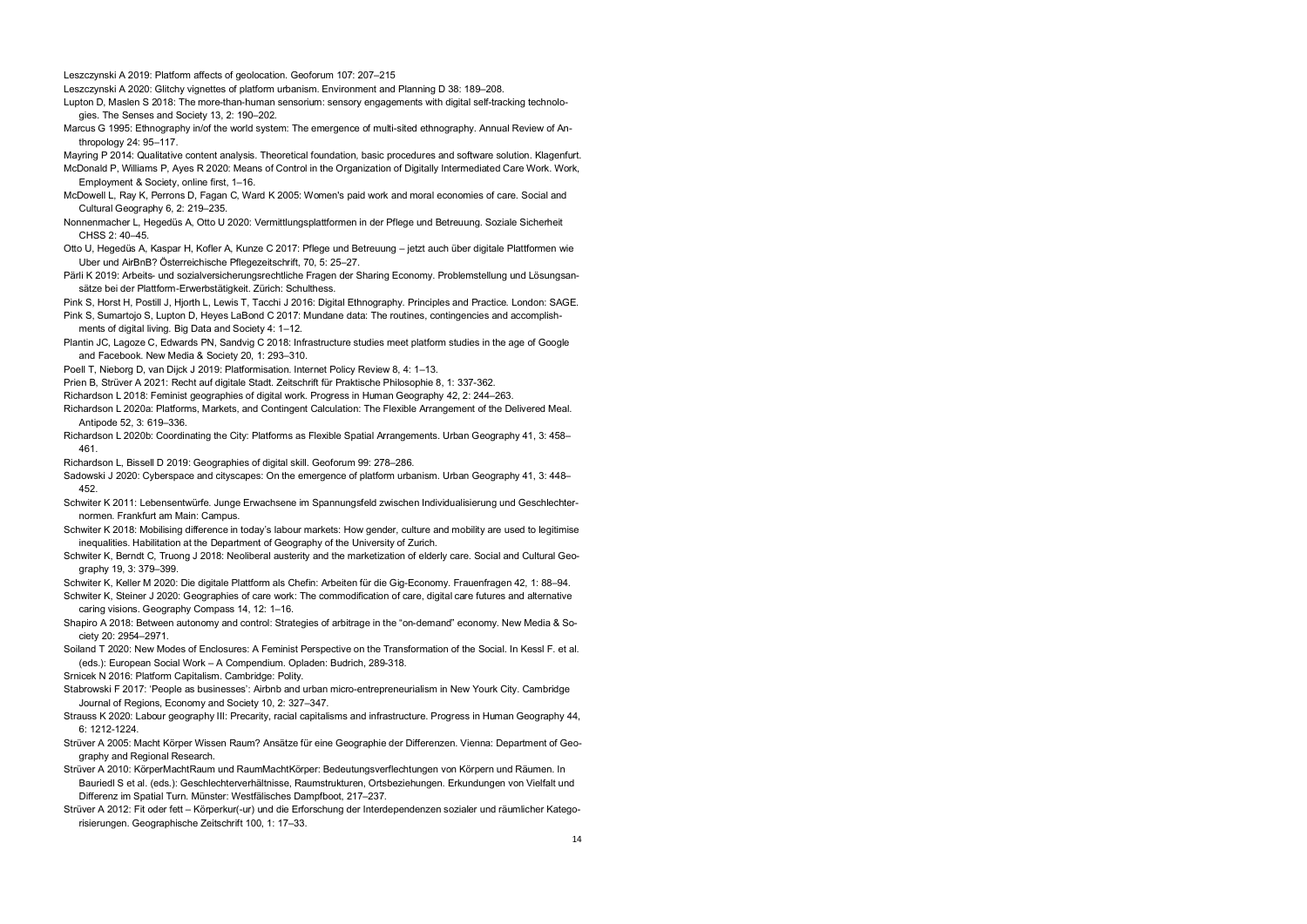Leszczynski A 2019: Platform affects of geolocation. Geoforum 107: 207–215

Leszczynski A 2020: Glitchy vignettes of platform urbanism. Environment and Planning D 38: 189–208.

Lupton D, Maslen S 2018: The more-than-human sensorium: sensory engagements with digital self-tracking technologies. The Senses and Society 13, 2: 190–202.

Marcus G 1995: Ethnography in/of the world system: The emergence of multi-sited ethnography. Annual Review of Anthropology 24: 95–117.

Mayring P 2014: Qualitative content analysis. Theoretical foundation, basic procedures and software solution. Klagenfurt.

McDonald P, Williams P, Ayes R 2020: Means of Control in the Organization of Digitally Intermediated Care Work. Work, Employment & Society, online first, 1–16.

McDowell L, Ray K, Perrons D, Fagan C, Ward K 2005: Women's paid work and moral economies of care. Social and Cultural Geography 6, 2: 219–235.

Nonnenmacher L, Hegedüs A, Otto U 2020: Vermittlungsplattformen in der Pflege und Betreuung. Soziale Sicherheit CHSS 2: 40–45.

Otto U, Hegedüs A, Kaspar H, Kofler A, Kunze C 2017: Pflege und Betreuung – jetzt auch über digitale Plattformen wie Uber und AirBnB? Österreichische Pflegezeitschrift, 70, 5: 25–27.

Pärli K 2019: Arbeits- und sozialversicherungsrechtliche Fragen der Sharing Economy. Problemstellung und Lösungsansätze bei der Plattform-Erwerbstätigkeit. Zürich: Schulthess.

Pink S, Horst H, Postill J, Hjorth L, Lewis T, Tacchi J 2016: Digital Ethnography. Principles and Practice. London: SAGE.

Pink S, Sumartojo S, Lupton D, Heyes LaBond C 2017: Mundane data: The routines, contingencies and accomplishments of digital living. Big Data and Society 4: 1–12.

Plantin JC, Lagoze C, Edwards PN, Sandvig C 2018: Infrastructure studies meet platform studies in the age of Google and Facebook. New Media & Society 20, 1: 293–310.

Poell T, Nieborg D, van Dijck J 2019: Platformisation. Internet Policy Review 8, 4: 1–13.

Prien B, Strüver A 2021: Recht auf digitale Stadt. Zeitschrift für Praktische Philosophie 8, 1: 337-362.

Richardson L 2018: Feminist geographies of digital work. Progress in Human Geography 42, 2: 244–263.

Richardson L 2020a: Platforms, Markets, and Contingent Calculation: The Flexible Arrangement of the Delivered Meal. Antipode 52, 3: 619–336.

Richardson L 2020b: Coordinating the City: Platforms as Flexible Spatial Arrangements. Urban Geography 41, 3: 458–461.

Richardson L, Bissell D 2019: Geographies of digital skill. Geoforum 99: 278–286.

Sadowski J 2020: Cyberspace and cityscapes: On the emergence of platform urbanism. Urban Geography 41, 3: 448–452.

Schwiter K 2011: Lebensentwürfe. Junge Erwachsene im Spannungsfeld zwischen Individualisierung und Geschlechternormen. Frankfurt am Main: Campus.

Schwiter K 2018: Mobilising difference in today's labour markets: How gender, culture and mobility are used to legitimise inequalities. Habilitation at the Department of Geography of the University of Zurich.

Schwiter K, Berndt C, Truong J 2018: Neoliberal austerity and the marketization of elderly care. Social and Cultural Geography 19, 3: 379–399.

Schwiter K, Keller M 2020: Die digitale Plattform als Chefin: Arbeiten für die Gig-Economy. Frauenfragen 42, 1: 88–94.

Schwiter K, Steiner J 2020: Geographies of care work: The commodification of care, digital care futures and alternative caring visions. Geography Compass 14, 12: 1–16.

Shapiro A 2018: Between autonomy and control: Strategies of arbitrage in the "on-demand" economy. New Media & Society 20: 2954–2971.

Soiland T 2020: New Modes of Enclosures: A Feminist Perspective on the Transformation of the Social. In Kessl F. et al. (eds.): European Social Work – A Compendium. Opladen: Budrich, 289-318.

Srnicek N 2016: Platform Capitalism. Cambridge: Polity.

Stabrowski F 2017: 'People as businesses': Airbnb and urban micro-entrepreneurialism in New Yourk City. Cambridge Journal of Regions, Economy and Society 10, 2: 327–347.

Strauss K 2020: Labour geography III: Precarity, racial capitalisms and infrastructure. Progress in Human Geography 44, 6: 1212-1224.

Strüver A 2005: Macht Körper Wissen Raum? Ansätze für eine Geographie der Differenzen. Vienna: Department of Geography and Regional Research.

Strüver A 2010: KörperMachtRaum und RaumMachtKörper: Bedeutungsverflechtungen von Körpern und Räumen. In Bauriedl S et al. (eds.): Geschlechterverhältnisse, Raumstrukturen, Ortsbeziehungen. Erkundungen von Vielfalt und Differenz im Spatial Turn. Münster: Westfälisches Dampfboot, 217–237.

Strüver A 2012: Fit oder fett – Körperkur(-ur) und die Erforschung der Interdependenzen sozialer und räumlicher Kategorisierungen. Geographische Zeitschrift 100, 1: 17–33.